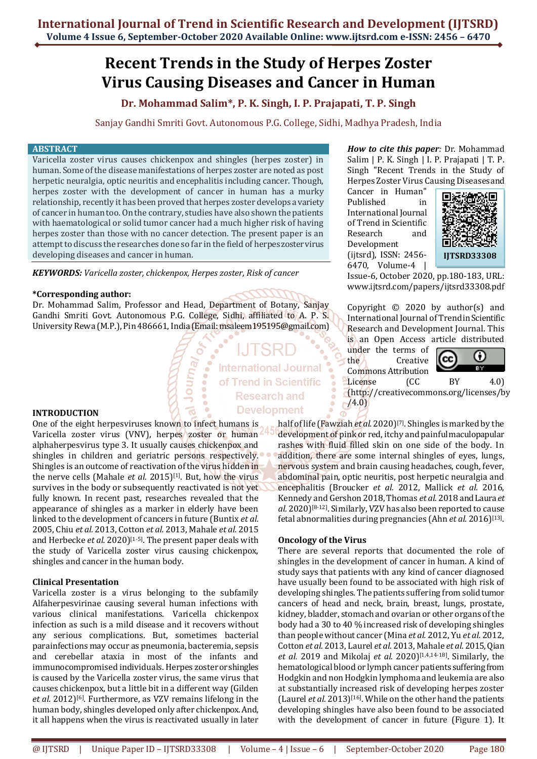# Recent Trends in the Study of Herpes Zoster Virus Causing Diseases and Cancer in Human

**Dr. Mohammad Salim\*, P. K. Singh, I. P. Prajapati, T. P. Singh**

Sanjay Gandhi Smriti Govt. Autonomous P.G. College, Sidhi, Madhya Pradesh, India

## ABSTRACT

Varicella zoster virus causes chickenpox and shingles (herpes zoster) in human. Some of the disease manifestations of herpes zoster are noted as post herpetic neuralgia, optic neuritis and encephalitis including cancer. Though, herpes zoster with the development of cancer in human has a murky relationship, recently it has been proved that herpes zoster develops a variety of cancer in human too. On the contrary, studies have also shown the patients with haematological or solid tumor cancer had a much higher risk of having herpes zoster than those with no cancer detection. The present paper is an attempt to discuss the researches done so far in the field of herpes zoster virus developing diseases and cancer in human.

***KEYWORDS:*** *Varicella zoster, chickenpox, Herpes zoster, Risk of cancer*

**\*Corresponding author:**
Dr. Mohammad Salim, Professor and Head, Department of Botany, Sanjay Gandhi Smriti Govt. Autonomous P.G. College, Sidhi, affiliated to A. P. S. University Rewa (M.P.), Pin 486661, India (Email: msaleem195195@gmail.com)

***How to cite this paper:*** Dr. Mohammad Salim | P. K. Singh | I. P. Prajapati | T. P. Singh "Recent Trends in the Study of Herpes Zoster Virus Causing Diseases and Cancer in Human" Published in International Journal of Trend in Scientific Research and Development (ijtsrd), ISSN: 2456-6470, Volume-4 | Issue-6, October 2020, pp.180-183, URL: www.ijtsrd.com/papers/ijtsrd33308.pdf

IJTSRD33308

Copyright © 2020 by author(s) and International Journal of Trend in Scientific Research and Development Journal. This is an Open Access article distributed under the terms of the Creative Commons Attribution License (CC BY 4.0) (http://creativecommons.org/licenses/by/4.0)

## INTRODUCTION

One of the eight herpesviruses known to infect humans is Varicella zoster virus (VNV), herpes zoster or human alphaherpesvirus type 3. It usually causes chickenpox and shingles in children and geriatric persons respectively. Shingles is an outcome of reactivation of the virus hidden in the nerve cells (Mahale *et al.* 2015)[1]. But, how the virus survives in the body or subsequently reactivated is not yet fully known. In recent past, researches revealed that the appearance of shingles as a marker in elderly have been linked to the development of cancers in future (Buntix *et al.* 2005, Chiu *et al.* 2013, Cotton *et al.* 2013, Mahale *et al.* 2015 and Herbecke *et al.* 2020)[1-5]. The present paper deals with the study of Varicella zoster virus causing chickenpox, shingles and cancer in the human body.

### Clinical Presentation

Varicella zoster is a virus belonging to the subfamily Alfaherpesvirinae causing several human infections with various clinical manifestations. Varicella chickenpox infection as such is a mild disease and it recovers without any serious complications. But, sometimes bacterial parainfections may occur as pneumonia, bacteremia, sepsis and cerebellar ataxia in most of the infants and immunocompromised individuals. Herpes zoster or shingles is caused by the Varicella zoster virus, the same virus that causes chickenpox, but a little bit in a different way (Gilden *et al.* 2012)[6]. Furthermore, as VZV remains lifelong in the human body, shingles developed only after chickenpox. And, it all happens when the virus is reactivated usually in later half of life (Fawziah *et al.* 2020)[7]. Shingles is marked by the development of pink or red, itchy and painful maculopapular rashes with fluid filled skin on one side of the body. In addition, there are some internal shingles of eyes, lungs, nervous system and brain causing headaches, cough, fever, abdominal pain, optic neuritis, post herpetic neuralgia and encephalitis (Broucker *et al.* 2012, Mallick *et al.* 2016, Kennedy and Gershon 2018, Thomas *et al.* 2018 and Laura *et al.* 2020)[8-12]. Similarly, VZV has also been reported to cause fetal abnormalities during pregnancies (Ahn *et al.* 2016)[13].

### Oncology of the Virus

There are several reports that documented the role of shingles in the development of cancer in human. A kind of study says that patients with any kind of cancer diagnosed have usually been found to be associated with high risk of developing shingles. The patients suffering from solid tumor cancers of head and neck, brain, breast, lungs, prostate, kidney, bladder, stomach and ovarian or other organs of the body had a 30 to 40 % increased risk of developing shingles than people without cancer (Mina *et al.* 2012, Yu *et al.* 2012, Cotton *et al.* 2013, Laurel *et al.* 2013, Mahale *et al.* 2015, Qian *et al.* 2019 and Mikolaj *et al.* 2020)[1,4,14-18]. Similarly, the hematological blood or lymph cancer patients suffering from Hodgkin and non Hodgkin lymphoma and leukemia are also at substantially increased risk of developing herpes zoster (Laurel *et al.* 2013)[16]. While on the other hand the patients developing shingles have also been found to be associated with the development of cancer in future (Figure 1). It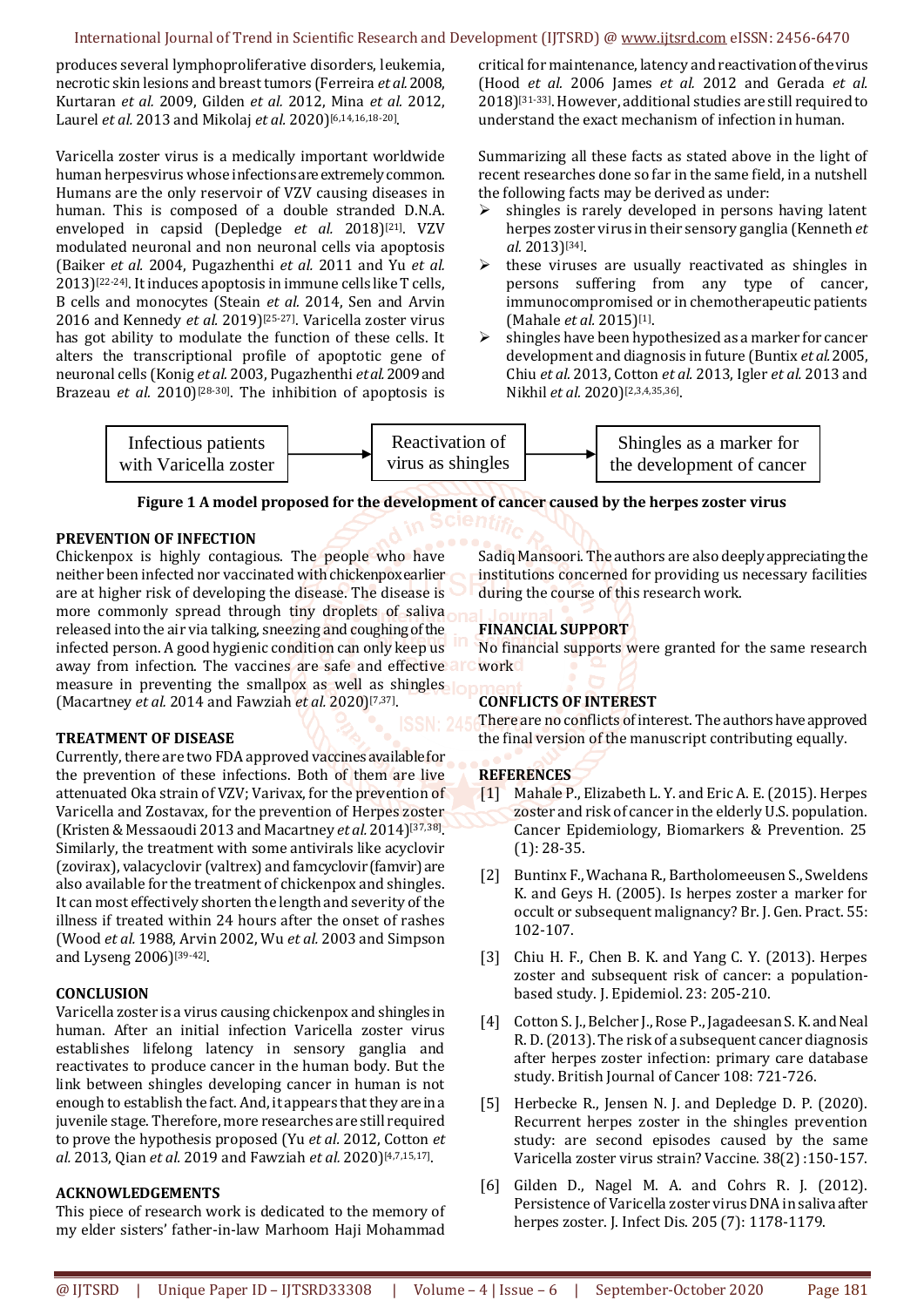produces several lymphoproliferative disorders, leukemia, necrotic skin lesions and breast tumors (Ferreira *et al.* 2008, Kurtaran *et al.* 2009, Gilden *et al.* 2012, Mina *et al.* 2012, Laurel *et al.* 2013 and Mikolaj *et al.* 2020)[6,14,16,18-20].

Varicella zoster virus is a medically important worldwide human herpesvirus whose infections are extremely common. Humans are the only reservoir of VZV causing diseases in human. This is composed of a double stranded D.N.A. enveloped in capsid (Depledge *et al.* 2018)[21]. VZV modulated neuronal and non neuronal cells via apoptosis (Baiker *et al.* 2004, Pugazhenthi *et al.* 2011 and Yu *et al.* 2013)[22-24]. It induces apoptosis in immune cells like T cells, B cells and monocytes (Steain *et al.* 2014, Sen and Arvin 2016 and Kennedy *et al.* 2019)[25-27]. Varicella zoster virus has got ability to modulate the function of these cells. It alters the transcriptional profile of apoptotic gene of neuronal cells (Konig *et al.* 2003, Pugazhenthi *et al.* 2009 and Brazeau *et al.* 2010)[28-30]. The inhibition of apoptosis is critical for maintenance, latency and reactivation of the virus (Hood *et al.* 2006 James *et al.* 2012 and Gerada *et al.* 2018)[31-33]. However, additional studies are still required to understand the exact mechanism of infection in human.

Summarizing all these facts as stated above in the light of recent researches done so far in the same field, in a nutshell the following facts may be derived as under:

- shingles is rarely developed in persons having latent herpes zoster virus in their sensory ganglia (Kenneth *et al.* 2013)[34].
- these viruses are usually reactivated as shingles in persons suffering from any type of cancer, immunocompromised or in chemotherapeutic patients (Mahale *et al.* 2015)[1].
- shingles have been hypothesized as a marker for cancer development and diagnosis in future (Buntix *et al.* 2005, Chiu *et al.* 2013, Cotton *et al.* 2013, Igler *et al.* 2013 and Nikhil *et al.* 2020)[2,3,4,35,36].

Infectious patients with Varicella zoster → Reactivation of virus as shingles → Shingles as a marker for the development of cancer

**Figure 1 A model proposed for the development of cancer caused by the herpes zoster virus**

## PREVENTION OF INFECTION

Chickenpox is highly contagious. The people who have neither been infected nor vaccinated with chickenpox earlier are at higher risk of developing the disease. The disease is more commonly spread through tiny droplets of saliva released into the air via talking, sneezing and coughing of the infected person. A good hygienic condition can only keep us away from the infection. The vaccines are safe and effective measure in preventing the smallpox as well as shingles (Macartney *et al.* 2014 and Fawziah *et al.* 2020)[7,37].

## TREATMENT OF DISEASE

Currently, there are two FDA approved vaccines available for the prevention of these infections. Both of them are live attenuated Oka strain of VZV; Varivax, for the prevention of Varicella and Zostavax, for the prevention of Herpes zoster (Kristen & Messaoudi 2013 and Macartney *et al.* 2014)[37,38]. Similarly, the treatment with some antivirals like acyclovir (zovirax), valacyclovir (valtrex) and famcyclovir (famvir) are also available for the treatment of chickenpox and shingles. It can most effectively shorten the length and severity of the illness if treated within 24 hours after the onset of rashes (Wood *et al.* 1988, Arvin 2002, Wu *et al.* 2003 and Simpson and Lyseng 2006)[39-42].

## CONCLUSION

Varicella zoster is a virus causing chickenpox and shingles in human. After an initial infection Varicella zoster virus establishes lifelong latency in sensory ganglia and reactivates to produce cancer in the human body. But the link between shingles developing cancer in human is not enough to establish the fact. And, it appears that they are in a juvenile stage. Therefore, more researches are still required to prove the hypothesis proposed (Yu *et al.* 2012, Cotton *et al.* 2013, Qian *et al.* 2019 and Fawziah *et al.* 2020)[4,7,15,17].

## ACKNOWLEDGEMENTS

This piece of research work is dedicated to the memory of my elder sisters' father-in-law Marhoom Haji Mohammad Sadiq Mansoori. The authors are also deeply appreciating the institutions concerned for providing us necessary facilities during the course of this research work.

## FINANCIAL SUPPORT

No financial supports were granted for the same research work

## CONFLICTS OF INTEREST

There are no conflicts of interest. The authors have approved the final version of the manuscript contributing equally.

## REFERENCES

[1] Mahale P., Elizabeth L. Y. and Eric A. E. (2015). Herpes zoster and risk of cancer in the elderly U.S. population. Cancer Epidemiology, Biomarkers & Prevention. 25 (1): 28-35.

[2] Buntinx F., Wachana R., Bartholomeeusen S., Sweldens K. and Geys H. (2005). Is herpes zoster a marker for occult or subsequent malignancy? Br. J. Gen. Pract. 55: 102-107.

[3] Chiu H. F., Chen B. K. and Yang C. Y. (2013). Herpes zoster and subsequent risk of cancer: a population-based study. J. Epidemiol. 23: 205-210.

[4] Cotton S. J., Belcher J., Rose P., Jagadeesan S. K. and Neal R. D. (2013). The risk of a subsequent cancer diagnosis after herpes zoster infection: primary care database study. British Journal of Cancer 108: 721-726.

[5] Herbecke R., Jensen N. J. and Depledge D. P. (2020). Recurrent herpes zoster in the shingles prevention study: are second episodes caused by the same Varicella zoster virus strain? Vaccine. 38(2) :150-157.

[6] Gilden D., Nagel M. A. and Cohrs R. J. (2012). Persistence of Varicella zoster virus DNA in saliva after herpes zoster. J. Infect Dis. 205 (7): 1178-1179.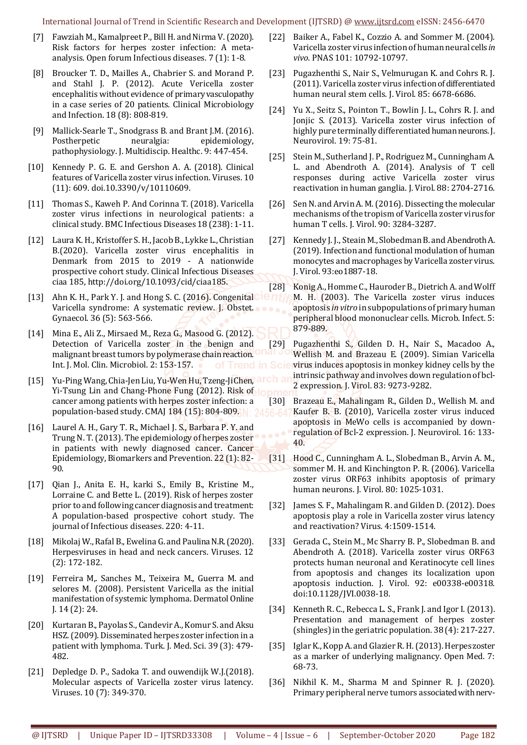[7] Fawziah M., Kamalpreet P., Bill H. and Nirma V. (2020). Risk factors for herpes zoster infection: A meta-analysis. Open forum Infectious diseases. 7 (1): 1-8.

[8] Broucker T. D., Mailles A., Chabrier S. and Morand P. and Stahl J. P. (2012). Acute Vericella zoster encephalitis without evidence of primary vasculopathy in a case series of 20 patients. Clinical Microbiology and Infection. 18 (8): 808-819.

[9] Mallick-Searle T., Snodgrass B. and Brant J.M. (2016). Postherpetic neuralgia: epidemiology, pathophysiology. J. Multidiscip. Healthc. 9: 447-454.

[10] Kennedy P. G. E. and Gershon A. A. (2018). Clinical features of Varicella zoster virus infection. Viruses. 10 (11): 609. doi.10.3390/v/10110609.

[11] Thomas S., Kaweh P. And Corinna T. (2018). Varicella zoster virus infections in neurological patients: a clinical study. BMC Infectious Diseases 18 (238): 1-11.

[12] Laura K. H., Kristoffer S. H., Jacob B., Lykke L., Christian B.(2020). Varicella zoster virus encephalitis in Denmark from 2015 to 2019 - A nationwide prospective cohort study. Clinical Infectious Diseases ciaa 185, http://doi.org/10.1093/cid/ciaa185.

[13] Ahn K. H., Park Y. J. and Hong S. C. (2016). Congenital Varicella syndrome: A systematic review. J. Obstet. Gynaecol. 36 (5): 563-566.

[14] Mina E., Ali Z., Mirsaed M., Reza G., Masood G. (2012). Detection of Varicella zoster in the benign and malignant breast tumors by polymerase chain reaction. Int. J. Mol. Clin. Microbiol. 2: 153-157.

[15] Yu-Ping Wang, Chia-Jen Liu, Yu-Wen Hu, Tzeng-JiChen, Yi-Tsung Lin and Chang-Phone Fung (2012). Risk of cancer among patients with herpes zoster infection: a population-based study. CMAJ 184 (15): 804-809.

[16] Laurel A. H., Gary T. R., Michael J. S., Barbara P. Y. and Trung N. T. (2013). The epidemiology of herpes zoster in patients with newly diagnosed cancer. Cancer Epidemiology, Biomarkers and Prevention. 22 (1): 82-90.

[17] Qian J., Anita E. H., karki S., Emily B., Kristine M., Lorraine C. and Bette L. (2019). Risk of herpes zoster prior to and following cancer diagnosis and treatment: A population-based prospective cohort study. The journal of Infectious diseases. 220: 4-11.

[18] Mikolaj W., Rafal B., Ewelina G. and Paulina N.R. (2020). Herpesviruses in head and neck cancers. Viruses. 12 (2): 172-182.

[19] Ferreira M,. Sanches M., Teixeira M., Guerra M. and selores M. (2008). Persistent Varicella as the initial manifestation of systemic lymphoma. Dermatol Online J. 14 (2): 24.

[20] Kurtaran B., Payolas S., Candevir A., Komur S. and Aksu HSZ. (2009). Disseminated herpes zoster infection in a patient with lymphoma. Turk. J. Med. Sci. 39 (3): 479-482.

[21] Depledge D. P., Sadoka T. and ouwendijk W.J.(2018). Molecular aspects of Varicella zoster virus latency. Viruses. 10 (7): 349-370.

[22] Baiker A., Fabel K., Cozzio A. and Sommer M. (2004). Varicella zoster virus infection of human neural cells *in vivo*. PNAS 101: 10792-10797.

[23] Pugazhenthi S., Nair S., Velmurugan K. and Cohrs R. J. (2011). Varicella zoster virus infection of differentiated human neural stem cells. J. Virol. 85: 6678-6686.

[24] Yu X., Seitz S., Pointon T., Bowlin J. L., Cohrs R. J. and Jonjic S. (2013). Varicella zoster virus infection of highly pure terminally differentiated human neurons. J. Neurovirol. 19: 75-81.

[25] Stein M., Sutherland J. P., Rodriguez M., Cunningham A. L. and Abendroth A. (2014). Analysis of T cell responses during active Varicella zoster virus reactivation in human ganglia. J. Virol. 88: 2704-2716.

[26] Sen N. and Arvin A. M. (2016). Dissecting the molecular mechanisms of the tropism of Varicella zoster virus for human T cells. J. Virol. 90: 3284-3287.

[27] Kennedy J. J., Steain M., Slobedman B. and Abendroth A. (2019). Infection and functional modulation of human monocytes and macrophages by Varicella zoster virus. J. Virol. 93:eo1887-18.

[28] Konig A., Homme C., Hauroder B., Dietrich A. and Wolff M. H. (2003). The Varicella zoster virus induces apoptosis *in vitro* in subpopulations of primary human peripheral blood mononuclear cells. Microb. Infect. 5: 879-889.

[29] Pugazhenthi S., Gilden D. H., Nair S., Macadoo A., Wellish M. and Brazeau E. (2009). Simian Varicella virus induces apoptosis in monkey kidney cells by the intrinsic pathway and involves down regulation of bcl-2 expression. J. Virol. 83: 9273-9282.

[30] Brazeau E., Mahalingam R., Gilden D., Wellish M. and Kaufer B. B. (2010), Varicella zoster virus induced apoptosis in MeWo cells is accompanied by down-regulation of Bcl-2 expression. J. Neurovirol. 16: 133-40.

[31] Hood C., Cunningham A. L., Slobedman B., Arvin A. M., sommer M. H. and Kinchington P. R. (2006). Varicella zoster virus ORF63 inhibits apoptosis of primary human neurons. J. Virol. 80: 1025-1031.

[32] James S. F., Mahalingam R. and Gilden D. (2012). Does apoptosis play a role in Varicella zoster virus latency and reactivation? Virus. 4:1509-1514.

[33] Gerada C., Stein M., Mc Sharry B. P., Slobedman B. and Abendroth A. (2018). Varicella zoster virus ORF63 protects human neuronal and Keratinocyte cell lines from apoptosis and changes its localization upon apoptosis induction. J. Virol. 92: e00338-e00318. doi:10.1128/JVI.0038-18.

[34] Kenneth R. C., Rebecca L. S., Frank J. and Igor I. (2013). Presentation and management of herpes zoster (shingles) in the geriatric population. 38 (4): 217-227.

[35] Iglar K., Kopp A. and Glazier R. H. (2013). Herpes zoster as a marker of underlying malignancy. Open Med. 7: 68-73.

[36] Nikhil K. M., Sharma M and Spinner R. J. (2020). Primary peripheral nerve tumors associated with nerv-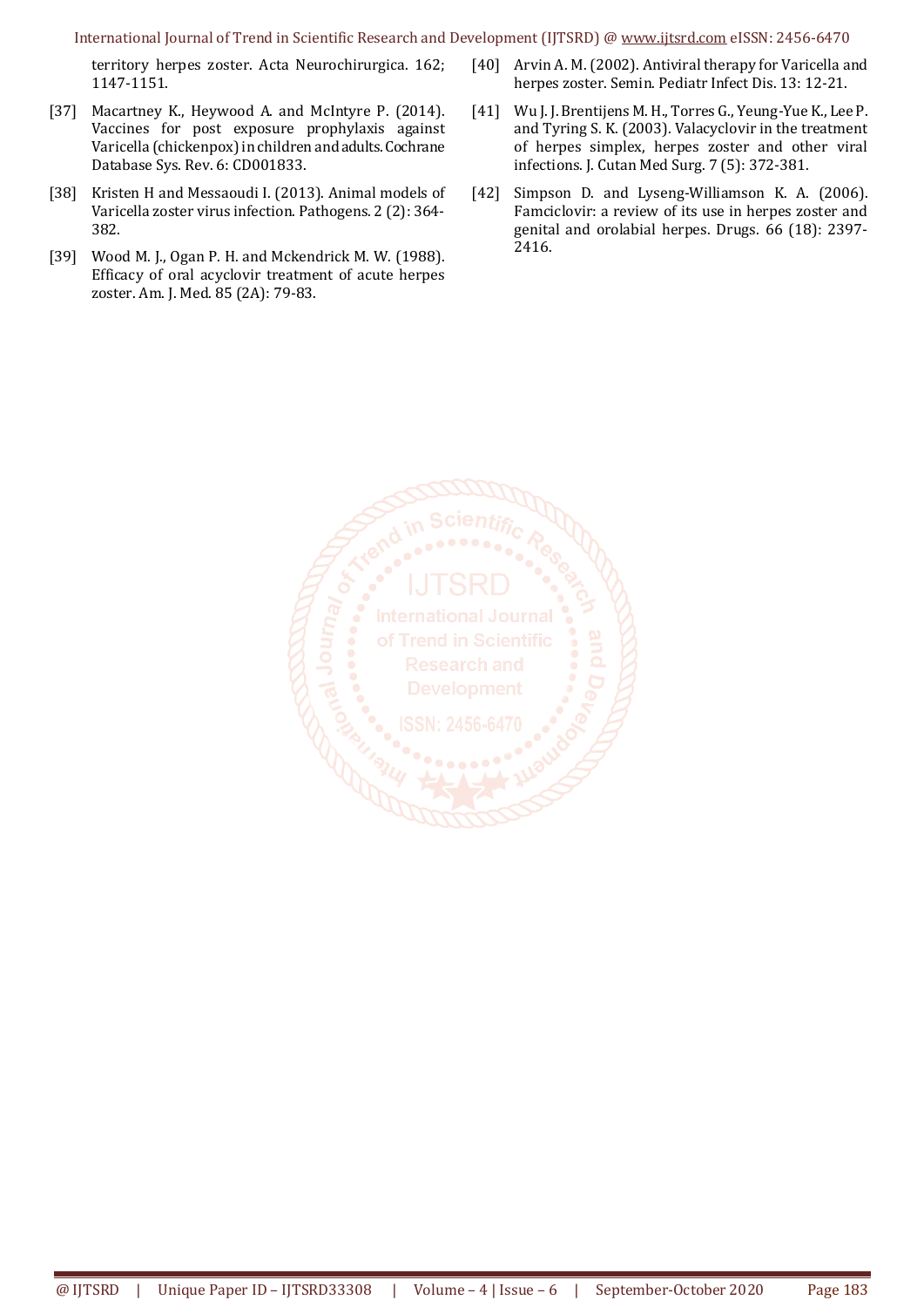territory herpes zoster. Acta Neurochirurgica. 162; 1147-1151.

[37] Macartney K., Heywood A. and McIntyre P. (2014). Vaccines for post exposure prophylaxis against Varicella (chickenpox) in children and adults. Cochrane Database Sys. Rev. 6: CD001833.

[38] Kristen H and Messaoudi I. (2013). Animal models of Varicella zoster virus infection. Pathogens. 2 (2): 364-382.

[39] Wood M. J., Ogan P. H. and Mckendrick M. W. (1988). Efficacy of oral acyclovir treatment of acute herpes zoster. Am. J. Med. 85 (2A): 79-83.

[40] Arvin A. M. (2002). Antiviral therapy for Varicella and herpes zoster. Semin. Pediatr Infect Dis. 13: 12-21.

[41] Wu J. J. Brentijens M. H., Torres G., Yeung-Yue K., Lee P. and Tyring S. K. (2003). Valacyclovir in the treatment of herpes simplex, herpes zoster and other viral infections. J. Cutan Med Surg. 7 (5): 372-381.

[42] Simpson D. and Lyseng-Williamson K. A. (2006). Famciclovir: a review of its use in herpes zoster and genital and orolabial herpes. Drugs. 66 (18): 2397-2416.